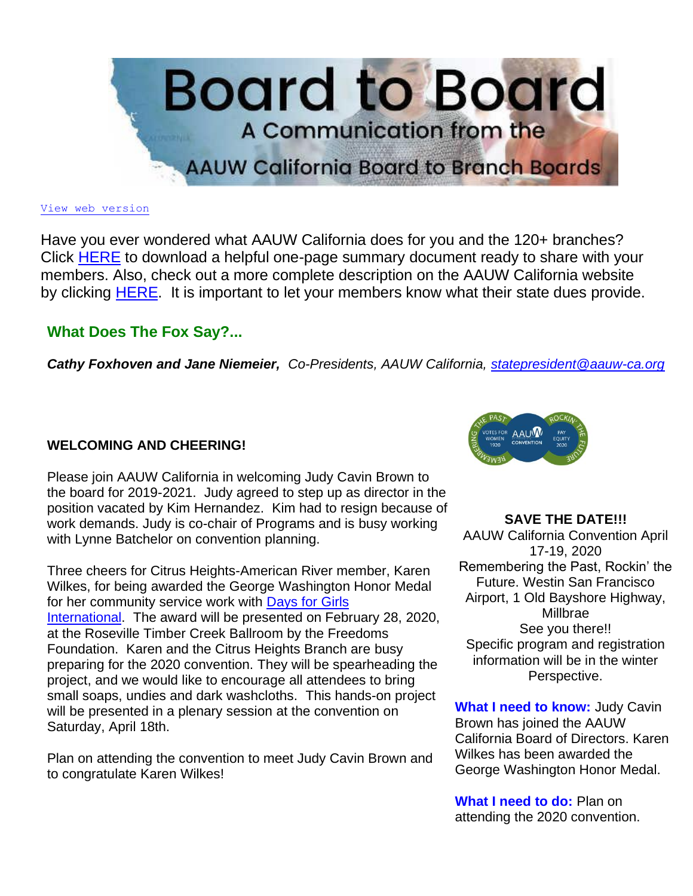# Board to Board

A Communication from the AAUW California Board to Branch Boards

View web version

Have you ever wondered what AAUW California does for you and the 120+ branches? Click HERE to download a helpful one-page summary document ready to share with your members. Also, check out a more complete description on the AAUW California website by clicking HERE. It is important to let your members know what their state dues provide.

## What Does The Fox Say?...

***Cathy Foxhoven and Jane Niemeier,*** *Co-Presidents, AAUW California, statepresident@aauw-ca.org*

### WELCOMING AND CHEERING!

Please join AAUW California in welcoming Judy Cavin Brown to the board for 2019-2021. Judy agreed to step up as director in the position vacated by Kim Hernandez. Kim had to resign because of work demands. Judy is co-chair of Programs and is busy working with Lynne Batchelor on convention planning.

Three cheers for Citrus Heights-American River member, Karen Wilkes, for being awarded the George Washington Honor Medal for her community service work with Days for Girls International. The award will be presented on February 28, 2020, at the Roseville Timber Creek Ballroom by the Freedoms Foundation. Karen and the Citrus Heights Branch are busy preparing for the 2020 convention. They will be spearheading the project, and we would like to encourage all attendees to bring small soaps, undies and dark washcloths. This hands-on project will be presented in a plenary session at the convention on Saturday, April 18th.

Plan on attending the convention to meet Judy Cavin Brown and to congratulate Karen Wilkes!

**SAVE THE DATE!!!**

AAUW California Convention April 17-19, 2020

Remembering the Past, Rockin' the Future. Westin San Francisco Airport, 1 Old Bayshore Highway, Millbrae

See you there!!

Specific program and registration information will be in the winter Perspective.

**What I need to know:** Judy Cavin Brown has joined the AAUW California Board of Directors. Karen Wilkes has been awarded the George Washington Honor Medal.

**What I need to do:** Plan on attending the 2020 convention.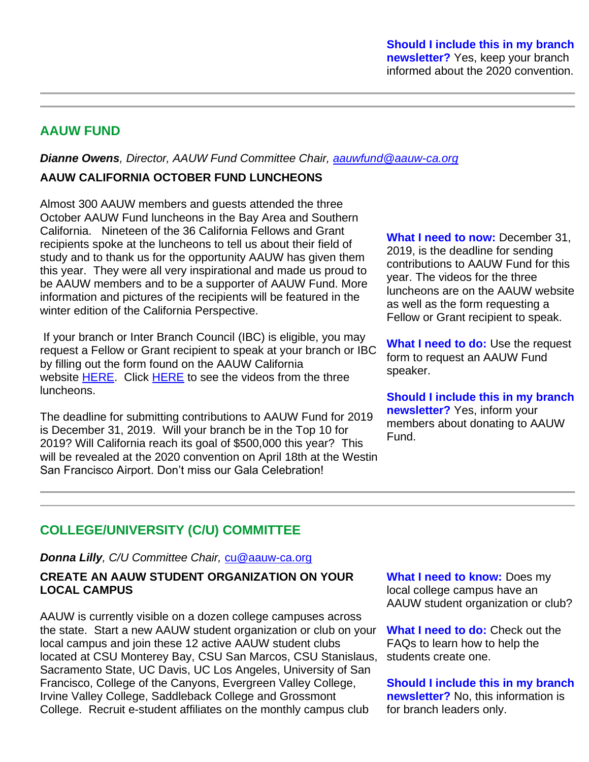**Should I include this in my branch newsletter?** Yes, keep your branch informed about the 2020 convention.

---

## AAUW FUND

***Dianne Owens****, Director, AAUW Fund Committee Chair, [aauwfund@aauw-ca.org](mailto:aauwfund@aauw-ca.org)*

**AAUW CALIFORNIA OCTOBER FUND LUNCHEONS**

Almost 300 AAUW members and guests attended the three October AAUW Fund luncheons in the Bay Area and Southern California. Nineteen of the 36 California Fellows and Grant recipients spoke at the luncheons to tell us about their field of study and to thank us for the opportunity AAUW has given them this year. They were all very inspirational and made us proud to be AAUW members and to be a supporter of AAUW Fund. More information and pictures of the recipients will be featured in the winter edition of the California Perspective.

If your branch or Inter Branch Council (IBC) is eligible, you may request a Fellow or Grant recipient to speak at your branch or IBC by filling out the form found on the AAUW California website HERE. Click HERE to see the videos from the three luncheons.

The deadline for submitting contributions to AAUW Fund for 2019 is December 31, 2019. Will your branch be in the Top 10 for 2019? Will California reach its goal of $500,000 this year? This will be revealed at the 2020 convention on April 18th at the Westin San Francisco Airport. Don't miss our Gala Celebration!

**What I need to now:** December 31, 2019, is the deadline for sending contributions to AAUW Fund for this year. The videos for the three luncheons are on the AAUW website as well as the form requesting a Fellow or Grant recipient to speak.

**What I need to do:** Use the request form to request an AAUW Fund speaker.

**Should I include this in my branch newsletter?** Yes, inform your members about donating to AAUW Fund.

---

## COLLEGE/UNIVERSITY (C/U) COMMITTEE

***Donna Lilly****, C/U Committee Chair, [cu@aauw-ca.org](mailto:cu@aauw-ca.org)*

**CREATE AN AAUW STUDENT ORGANIZATION ON YOUR LOCAL CAMPUS**

AAUW is currently visible on a dozen college campuses across the state. Start a new AAUW student organization or club on your local campus and join these 12 active AAUW student clubs located at CSU Monterey Bay, CSU San Marcos, CSU Stanislaus, Sacramento State, UC Davis, UC Los Angeles, University of San Francisco, College of the Canyons, Evergreen Valley College, Irvine Valley College, Saddleback College and Grossmont College. Recruit e-student affiliates on the monthly campus club

**What I need to know:** Does my local college campus have an AAUW student organization or club?

**What I need to do:** Check out the FAQs to learn how to help the students create one.

**Should I include this in my branch newsletter?** No, this information is for branch leaders only.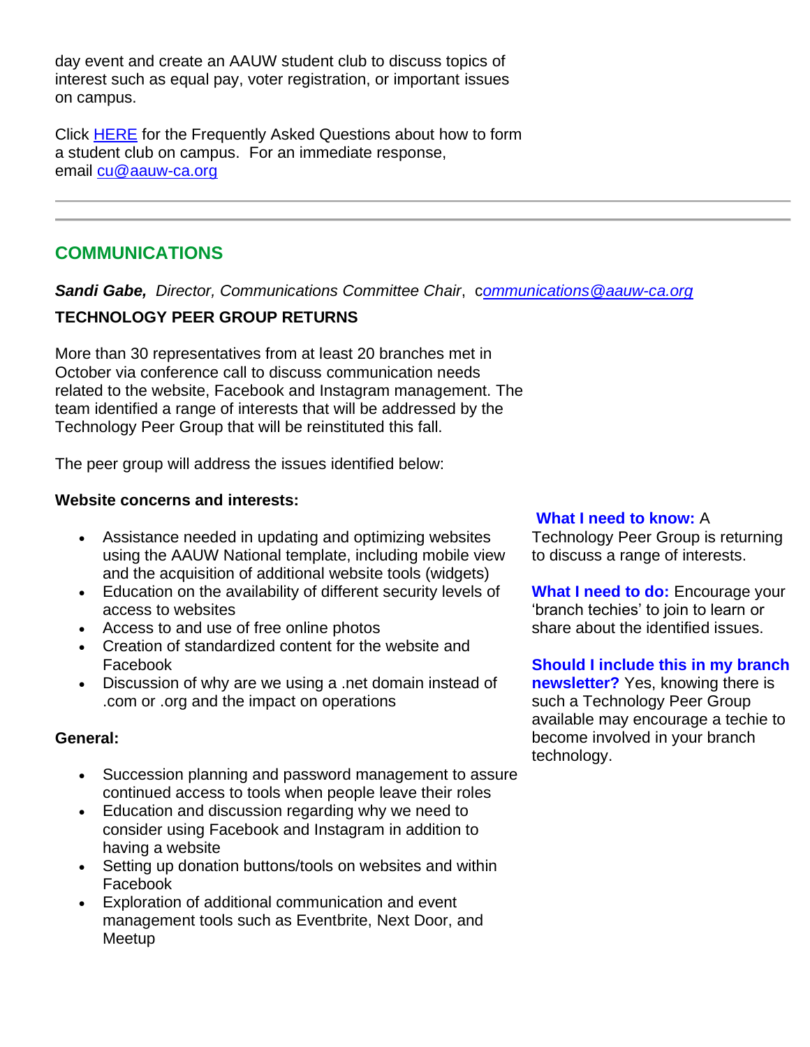day event and create an AAUW student club to discuss topics of interest such as equal pay, voter registration, or important issues on campus.

Click [HERE](#) for the Frequently Asked Questions about how to form a student club on campus. For an immediate response, email [cu@aauw-ca.org](mailto:cu@aauw-ca.org)

---

---

## COMMUNICATIONS

***Sandi Gabe,*** *Director, Communications Committee Chair*, c*[ommunications@aauw-ca.org](mailto:communications@aauw-ca.org)*

**TECHNOLOGY PEER GROUP RETURNS**

More than 30 representatives from at least 20 branches met in October via conference call to discuss communication needs related to the website, Facebook and Instagram management. The team identified a range of interests that will be addressed by the Technology Peer Group that will be reinstituted this fall.

The peer group will address the issues identified below:

**Website concerns and interests:**

- Assistance needed in updating and optimizing websites using the AAUW National template, including mobile view and the acquisition of additional website tools (widgets)
- Education on the availability of different security levels of access to websites
- Access to and use of free online photos
- Creation of standardized content for the website and Facebook
- Discussion of why are we using a .net domain instead of .com or .org and the impact on operations

**General:**

- Succession planning and password management to assure continued access to tools when people leave their roles
- Education and discussion regarding why we need to consider using Facebook and Instagram in addition to having a website
- Setting up donation buttons/tools on websites and within Facebook
- Exploration of additional communication and event management tools such as Eventbrite, Next Door, and Meetup

**What I need to know:** A Technology Peer Group is returning to discuss a range of interests.

**What I need to do:** Encourage your ‘branch techies’ to join to learn or share about the identified issues.

**Should I include this in my branch newsletter?** Yes, knowing there is such a Technology Peer Group available may encourage a techie to become involved in your branch technology.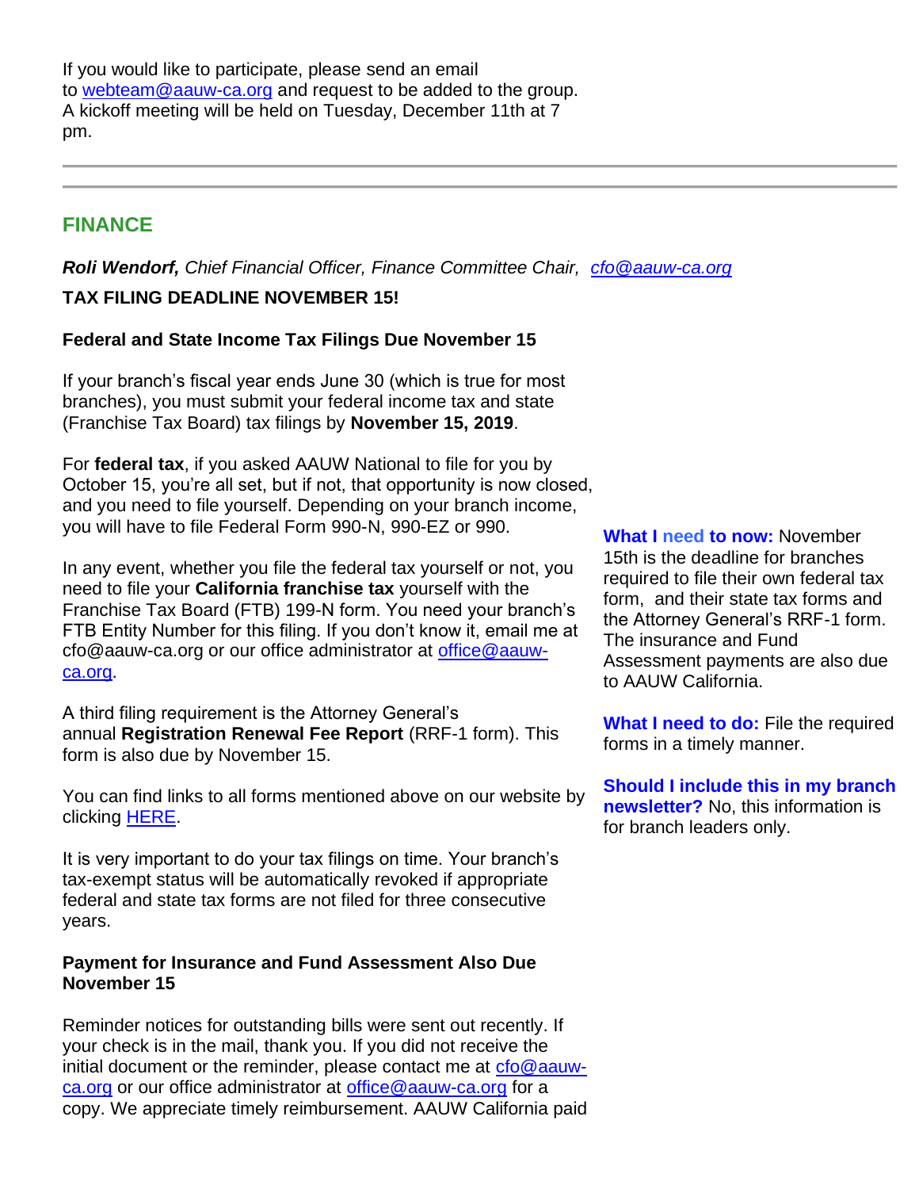If you would like to participate, please send an email to webteam@aauw-ca.org and request to be added to the group. A kickoff meeting will be held on Tuesday, December 11th at 7 pm.

---

## FINANCE

***Roli Wendorf,*** *Chief Financial Officer, Finance Committee Chair, cfo@aauw-ca.org*

**TAX FILING DEADLINE NOVEMBER 15!**

**Federal and State Income Tax Filings Due November 15**

If your branch's fiscal year ends June 30 (which is true for most branches), you must submit your federal income tax and state (Franchise Tax Board) tax filings by **November 15, 2019**.

For **federal tax**, if you asked AAUW National to file for you by October 15, you're all set, but if not, that opportunity is now closed, and you need to file yourself. Depending on your branch income, you will have to file Federal Form 990-N, 990-EZ or 990.

In any event, whether you file the federal tax yourself or not, you need to file your **California franchise tax** yourself with the Franchise Tax Board (FTB) 199-N form. You need your branch's FTB Entity Number for this filing. If you don't know it, email me at cfo@aauw-ca.org or our office administrator at office@aauw-ca.org.

A third filing requirement is the Attorney General's annual **Registration Renewal Fee Report** (RRF-1 form). This form is also due by November 15.

You can find links to all forms mentioned above on our website by clicking HERE.

It is very important to do your tax filings on time. Your branch's tax-exempt status will be automatically revoked if appropriate federal and state tax forms are not filed for three consecutive years.

**What I need to now:** November 15th is the deadline for branches required to file their own federal tax form, and their state tax forms and the Attorney General's RRF-1 form. The insurance and Fund Assessment payments are also due to AAUW California.

**What I need to do:** File the required forms in a timely manner.

**Should I include this in my branch newsletter?** No, this information is for branch leaders only.

**Payment for Insurance and Fund Assessment Also Due November 15**

Reminder notices for outstanding bills were sent out recently. If your check is in the mail, thank you. If you did not receive the initial document or the reminder, please contact me at cfo@aauw-ca.org or our office administrator at office@aauw-ca.org for a copy. We appreciate timely reimbursement. AAUW California paid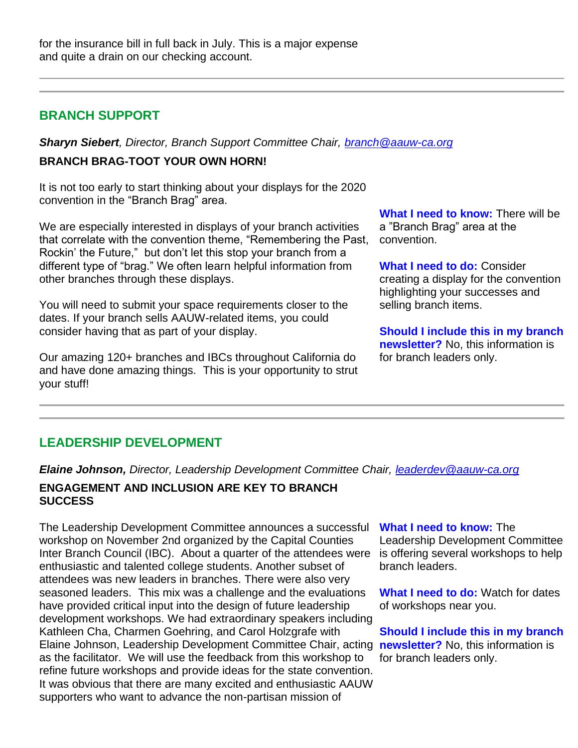for the insurance bill in full back in July. This is a major expense and quite a drain on our checking account.

---

## BRANCH SUPPORT

***Sharyn Siebert**, Director, Branch Support Committee Chair, branch@aauw-ca.org*

**BRANCH BRAG-TOOT YOUR OWN HORN!**

It is not too early to start thinking about your displays for the 2020 convention in the “Branch Brag” area.

We are especially interested in displays of your branch activities that correlate with the convention theme, “Remembering the Past, Rockin’ the Future,” but don’t let this stop your branch from a different type of “brag.” We often learn helpful information from other branches through these displays.

You will need to submit your space requirements closer to the dates. If your branch sells AAUW-related items, you could consider having that as part of your display.

Our amazing 120+ branches and IBCs throughout California do and have done amazing things. This is your opportunity to strut your stuff!

**What I need to know:** There will be a ”Branch Brag” area at the convention.

**What I need to do:** Consider creating a display for the convention highlighting your successes and selling branch items.

**Should I include this in my branch newsletter?** No, this information is for branch leaders only.

---

## LEADERSHIP DEVELOPMENT

***Elaine Johnson,** Director, Leadership Development Committee Chair, leaderdev@aauw-ca.org*

**ENGAGEMENT AND INCLUSION ARE KEY TO BRANCH SUCCESS**

The Leadership Development Committee announces a successful workshop on November 2nd organized by the Capital Counties Inter Branch Council (IBC). About a quarter of the attendees were enthusiastic and talented college students. Another subset of attendees was new leaders in branches. There were also very seasoned leaders. This mix was a challenge and the evaluations have provided critical input into the design of future leadership development workshops. We had extraordinary speakers including Kathleen Cha, Charmen Goehring, and Carol Holzgrafe with Elaine Johnson, Leadership Development Committee Chair, acting as the facilitator. We will use the feedback from this workshop to refine future workshops and provide ideas for the state convention. It was obvious that there are many excited and enthusiastic AAUW supporters who want to advance the non-partisan mission of

**What I need to know:** The Leadership Development Committee is offering several workshops to help branch leaders.

**What I need to do:** Watch for dates of workshops near you.

**Should I include this in my branch newsletter?** No, this information is for branch leaders only.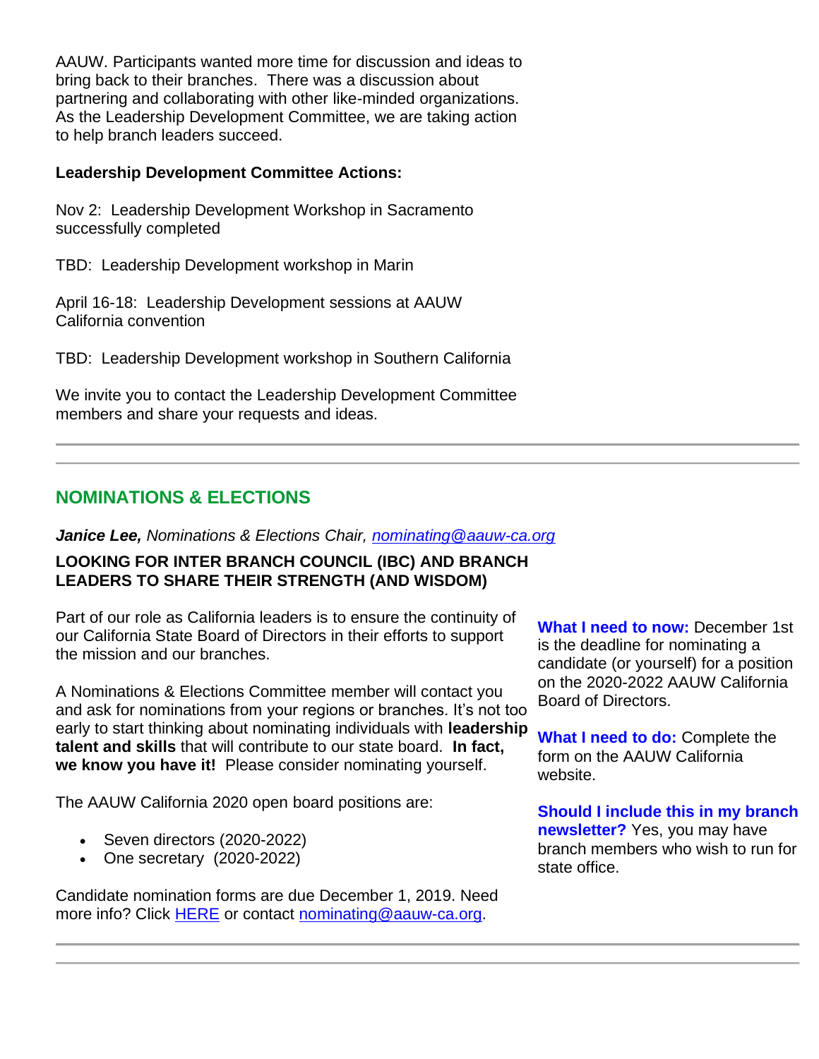AAUW. Participants wanted more time for discussion and ideas to bring back to their branches. There was a discussion about partnering and collaborating with other like-minded organizations. As the Leadership Development Committee, we are taking action to help branch leaders succeed.

**Leadership Development Committee Actions:**

Nov 2: Leadership Development Workshop in Sacramento successfully completed

TBD: Leadership Development workshop in Marin

April 16-18: Leadership Development sessions at AAUW California convention

TBD: Leadership Development workshop in Southern California

We invite you to contact the Leadership Development Committee members and share your requests and ideas.

---

## NOMINATIONS & ELECTIONS

***Janice Lee,*** *Nominations & Elections Chair, nominating@aauw-ca.org*

**LOOKING FOR INTER BRANCH COUNCIL (IBC) AND BRANCH LEADERS TO SHARE THEIR STRENGTH (AND WISDOM)**

Part of our role as California leaders is to ensure the continuity of our California State Board of Directors in their efforts to support the mission and our branches.

A Nominations & Elections Committee member will contact you and ask for nominations from your regions or branches. It's not too early to start thinking about nominating individuals with **leadership talent and skills** that will contribute to our state board. **In fact, we know you have it!** Please consider nominating yourself.

The AAUW California 2020 open board positions are:

- Seven directors (2020-2022)
- One secretary (2020-2022)

Candidate nomination forms are due December 1, 2019. Need more info? Click HERE or contact nominating@aauw-ca.org.

**What I need to now:** December 1st is the deadline for nominating a candidate (or yourself) for a position on the 2020-2022 AAUW California Board of Directors.

**What I need to do:** Complete the form on the AAUW California website.

**Should I include this in my branch newsletter?** Yes, you may have branch members who wish to run for state office.

---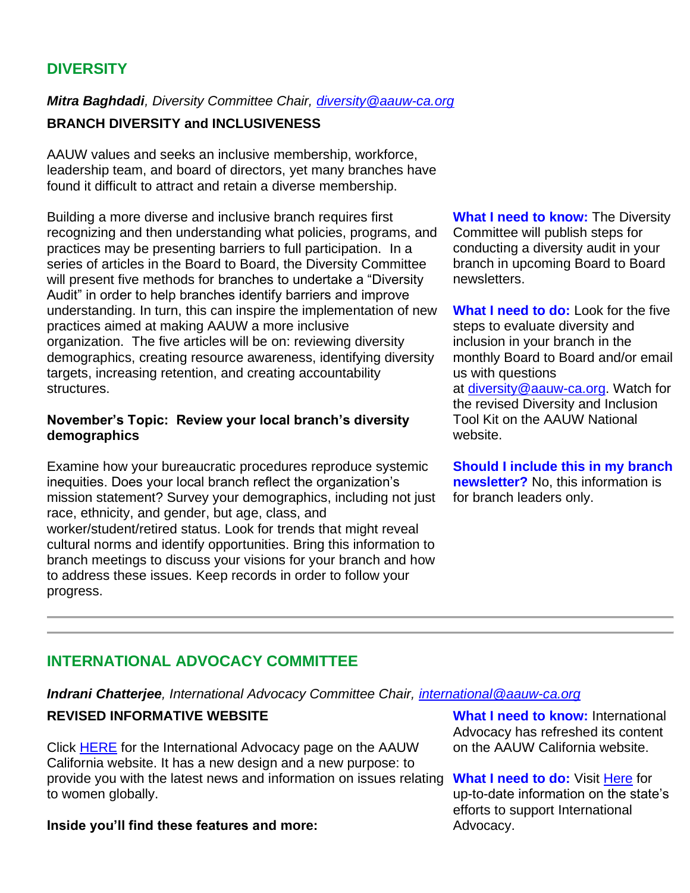## DIVERSITY

***Mitra Baghdadi****, Diversity Committee Chair, diversity@aauw-ca.org*

**BRANCH DIVERSITY and INCLUSIVENESS**

AAUW values and seeks an inclusive membership, workforce, leadership team, and board of directors, yet many branches have found it difficult to attract and retain a diverse membership.

Building a more diverse and inclusive branch requires first recognizing and then understanding what policies, programs, and practices may be presenting barriers to full participation. In a series of articles in the Board to Board, the Diversity Committee will present five methods for branches to undertake a "Diversity Audit" in order to help branches identify barriers and improve understanding. In turn, this can inspire the implementation of new practices aimed at making AAUW a more inclusive organization. The five articles will be on: reviewing diversity demographics, creating resource awareness, identifying diversity targets, increasing retention, and creating accountability structures.

**November's Topic: Review your local branch's diversity demographics**

Examine how your bureaucratic procedures reproduce systemic inequities. Does your local branch reflect the organization's mission statement? Survey your demographics, including not just race, ethnicity, and gender, but age, class, and worker/student/retired status. Look for trends that might reveal cultural norms and identify opportunities. Bring this information to branch meetings to discuss your visions for your branch and how to address these issues. Keep records in order to follow your progress.

**What I need to know:** The Diversity Committee will publish steps for conducting a diversity audit in your branch in upcoming Board to Board newsletters.

**What I need to do:** Look for the five steps to evaluate diversity and inclusion in your branch in the monthly Board to Board and/or email us with questions at diversity@aauw-ca.org. Watch for the revised Diversity and Inclusion Tool Kit on the AAUW National website.

**Should I include this in my branch newsletter?** No, this information is for branch leaders only.

---

## INTERNATIONAL ADVOCACY COMMITTEE

***Indrani Chatterjee****, International Advocacy Committee Chair, international@aauw-ca.org*

**REVISED INFORMATIVE WEBSITE**

Click HERE for the International Advocacy page on the AAUW California website. It has a new design and a new purpose: to provide you with the latest news and information on issues relating to women globally.

**Inside you'll find these features and more:**

**What I need to know:** International Advocacy has refreshed its content on the AAUW California website.

**What I need to do:** Visit Here for up-to-date information on the state's efforts to support International Advocacy.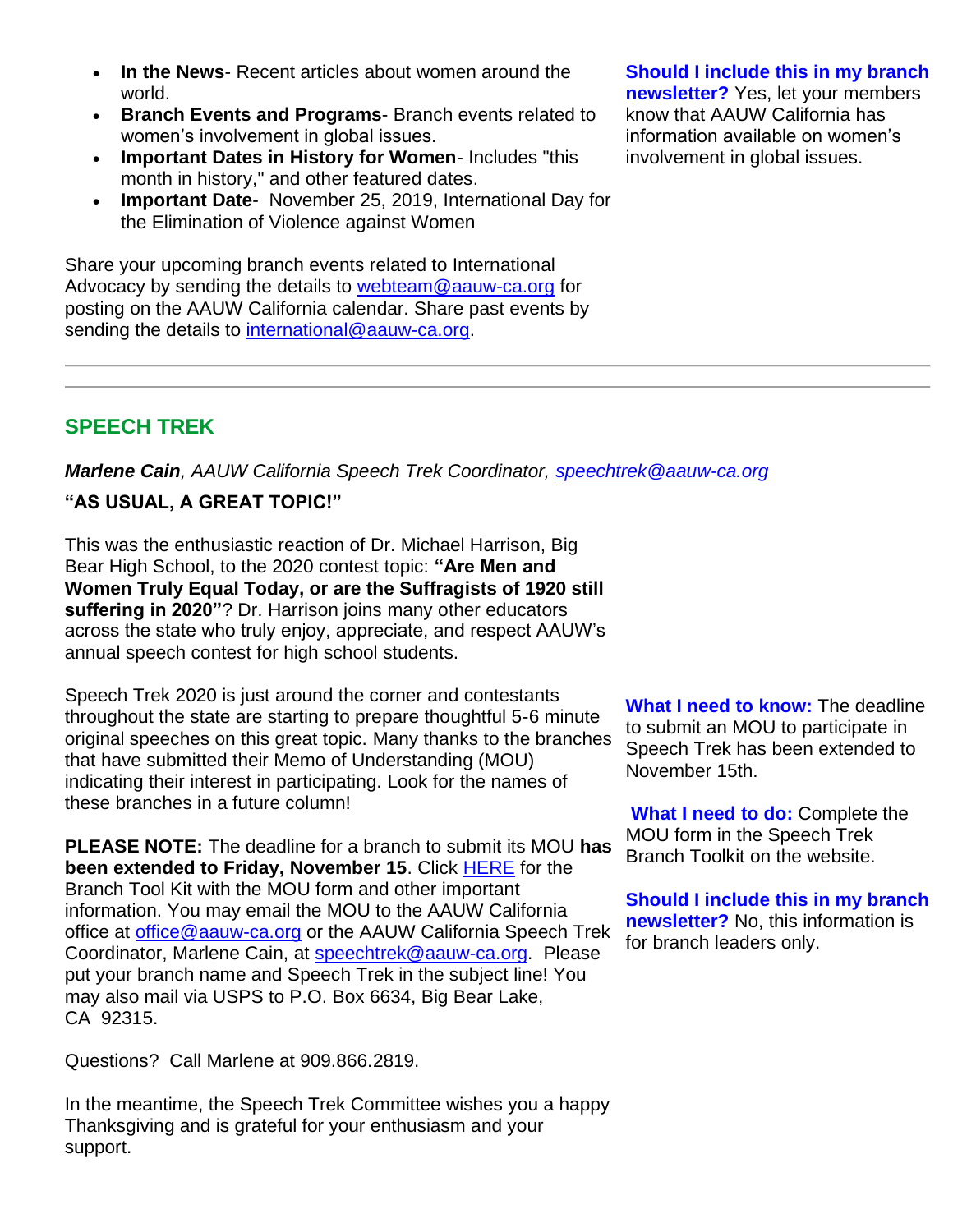- **In the News**- Recent articles about women around the world.
- **Branch Events and Programs**- Branch events related to women's involvement in global issues.
- **Important Dates in History for Women**- Includes "this month in history," and other featured dates.
- **Important Date**- November 25, 2019, International Day for the Elimination of Violence against Women

Share your upcoming branch events related to International Advocacy by sending the details to webteam@aauw-ca.org for posting on the AAUW California calendar. Share past events by sending the details to international@aauw-ca.org.

**Should I include this in my branch newsletter?** Yes, let your members know that AAUW California has information available on women's involvement in global issues.

---

## SPEECH TREK

***Marlene Cain****, AAUW California Speech Trek Coordinator, speechtrek@aauw-ca.org*

**"AS USUAL, A GREAT TOPIC!"**

This was the enthusiastic reaction of Dr. Michael Harrison, Big Bear High School, to the 2020 contest topic: **"Are Men and Women Truly Equal Today, or are the Suffragists of 1920 still suffering in 2020"**? Dr. Harrison joins many other educators across the state who truly enjoy, appreciate, and respect AAUW's annual speech contest for high school students.

Speech Trek 2020 is just around the corner and contestants throughout the state are starting to prepare thoughtful 5-6 minute original speeches on this great topic. Many thanks to the branches that have submitted their Memo of Understanding (MOU) indicating their interest in participating. Look for the names of these branches in a future column!

**PLEASE NOTE:** The deadline for a branch to submit its MOU **has been extended to Friday, November 15**. Click HERE for the Branch Tool Kit with the MOU form and other important information. You may email the MOU to the AAUW California office at office@aauw-ca.org or the AAUW California Speech Trek Coordinator, Marlene Cain, at speechtrek@aauw-ca.org. Please put your branch name and Speech Trek in the subject line! You may also mail via USPS to P.O. Box 6634, Big Bear Lake, CA 92315.

Questions? Call Marlene at 909.866.2819.

In the meantime, the Speech Trek Committee wishes you a happy Thanksgiving and is grateful for your enthusiasm and your support.

**What I need to know:** The deadline to submit an MOU to participate in Speech Trek has been extended to November 15th.

**What I need to do:** Complete the MOU form in the Speech Trek Branch Toolkit on the website.

**Should I include this in my branch newsletter?** No, this information is for branch leaders only.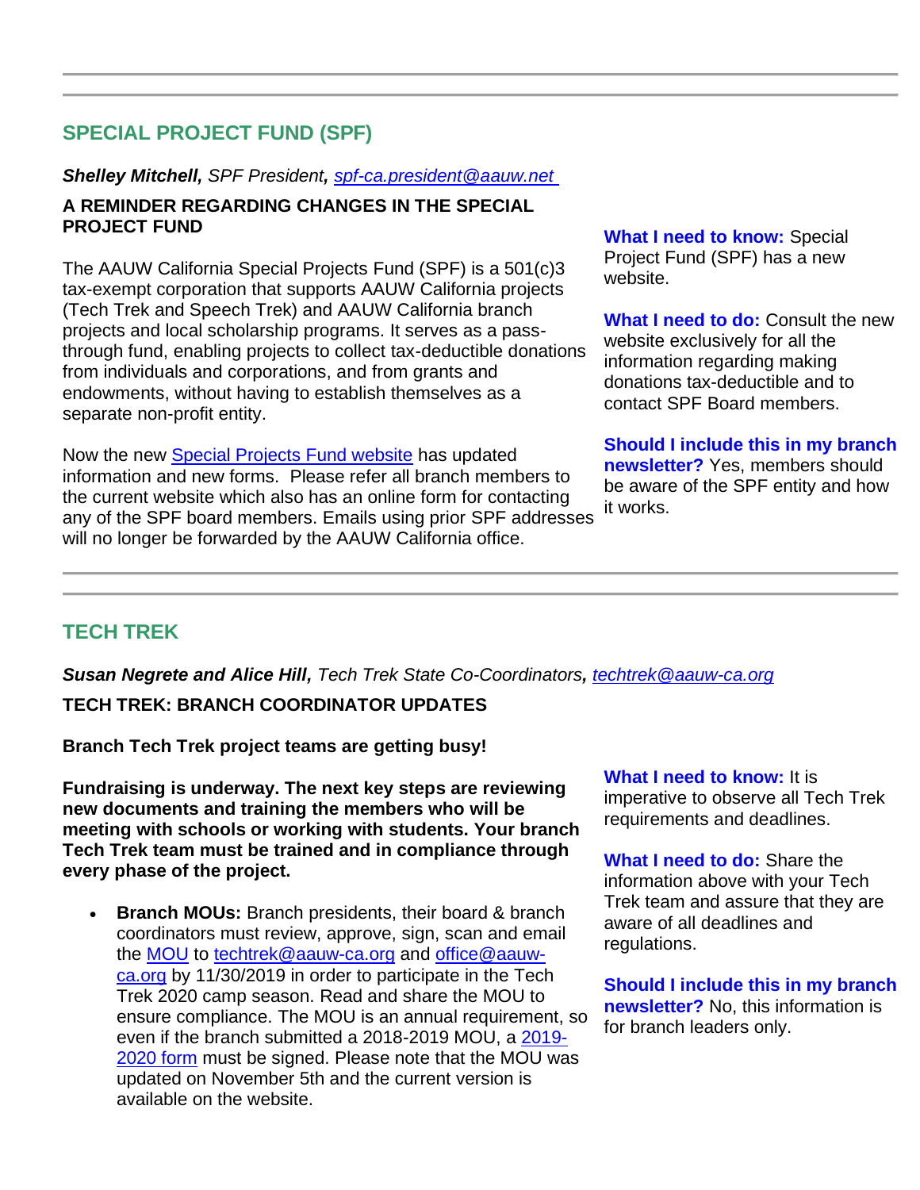---

## SPECIAL PROJECT FUND (SPF)

***Shelley Mitchell,*** *SPF President,* *[spf-ca.president@aauw.net](mailto:spf-ca.president@aauw.net)*

**A REMINDER REGARDING CHANGES IN THE SPECIAL PROJECT FUND**

The AAUW California Special Projects Fund (SPF) is a 501(c)3 tax-exempt corporation that supports AAUW California projects (Tech Trek and Speech Trek) and AAUW California branch projects and local scholarship programs. It serves as a pass-through fund, enabling projects to collect tax-deductible donations from individuals and corporations, and from grants and endowments, without having to establish themselves as a separate non-profit entity.

Now the new Special Projects Fund website has updated information and new forms. Please refer all branch members to the current website which also has an online form for contacting any of the SPF board members. Emails using prior SPF addresses will no longer be forwarded by the AAUW California office.

**What I need to know:** Special Project Fund (SPF) has a new website.

**What I need to do:** Consult the new website exclusively for all the information regarding making donations tax-deductible and to contact SPF Board members.

**Should I include this in my branch newsletter?** Yes, members should be aware of the SPF entity and how it works.

---

## TECH TREK

***Susan Negrete and Alice Hill,*** *Tech Trek State Co-Coordinators,* *[techtrek@aauw-ca.org](mailto:techtrek@aauw-ca.org)*

**TECH TREK: BRANCH COORDINATOR UPDATES**

**Branch Tech Trek project teams are getting busy!**

**Fundraising is underway. The next key steps are reviewing new documents and training the members who will be meeting with schools or working with students. Your branch Tech Trek team must be trained and in compliance through every phase of the project.**

- **Branch MOUs:** Branch presidents, their board & branch coordinators must review, approve, sign, scan and email the MOU to techtrek@aauw-ca.org and office@aauw-ca.org by 11/30/2019 in order to participate in the Tech Trek 2020 camp season. Read and share the MOU to ensure compliance. The MOU is an annual requirement, so even if the branch submitted a 2018-2019 MOU, a 2019-2020 form must be signed. Please note that the MOU was updated on November 5th and the current version is available on the website.

**What I need to know:** It is imperative to observe all Tech Trek requirements and deadlines.

**What I need to do:** Share the information above with your Tech Trek team and assure that they are aware of all deadlines and regulations.

**Should I include this in my branch newsletter?** No, this information is for branch leaders only.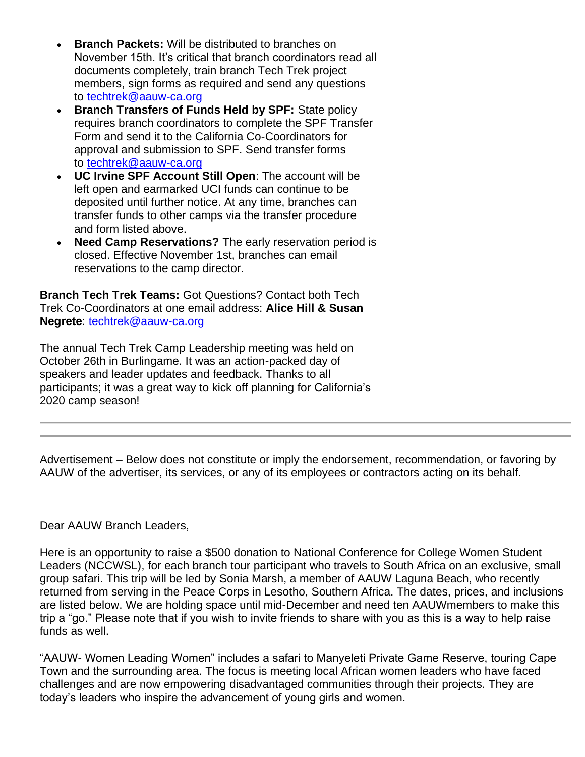- **Branch Packets:** Will be distributed to branches on November 15th. It's critical that branch coordinators read all documents completely, train branch Tech Trek project members, sign forms as required and send any questions to [techtrek@aauw-ca.org](mailto:techtrek@aauw-ca.org)
- **Branch Transfers of Funds Held by SPF:** State policy requires branch coordinators to complete the SPF Transfer Form and send it to the California Co-Coordinators for approval and submission to SPF. Send transfer forms to [techtrek@aauw-ca.org](mailto:techtrek@aauw-ca.org)
- **UC Irvine SPF Account Still Open**: The account will be left open and earmarked UCI funds can continue to be deposited until further notice. At any time, branches can transfer funds to other camps via the transfer procedure and form listed above.
- **Need Camp Reservations?** The early reservation period is closed. Effective November 1st, branches can email reservations to the camp director.

**Branch Tech Trek Teams:** Got Questions? Contact both Tech Trek Co-Coordinators at one email address: **Alice Hill & Susan Negrete**: [techtrek@aauw-ca.org](mailto:techtrek@aauw-ca.org)

The annual Tech Trek Camp Leadership meeting was held on October 26th in Burlingame. It was an action-packed day of speakers and leader updates and feedback. Thanks to all participants; it was a great way to kick off planning for California's 2020 camp season!

---

---

Advertisement – Below does not constitute or imply the endorsement, recommendation, or favoring by AAUW of the advertiser, its services, or any of its employees or contractors acting on its behalf.

Dear AAUW Branch Leaders,

Here is an opportunity to raise a $500 donation to National Conference for College Women Student Leaders (NCCWSL), for each branch tour participant who travels to South Africa on an exclusive, small group safari. This trip will be led by Sonia Marsh, a member of AAUW Laguna Beach, who recently returned from serving in the Peace Corps in Lesotho, Southern Africa. The dates, prices, and inclusions are listed below. We are holding space until mid-December and need ten AAUWmembers to make this trip a "go." Please note that if you wish to invite friends to share with you as this is a way to help raise funds as well.

"AAUW- Women Leading Women" includes a safari to Manyeleti Private Game Reserve, touring Cape Town and the surrounding area. The focus is meeting local African women leaders who have faced challenges and are now empowering disadvantaged communities through their projects. They are today's leaders who inspire the advancement of young girls and women.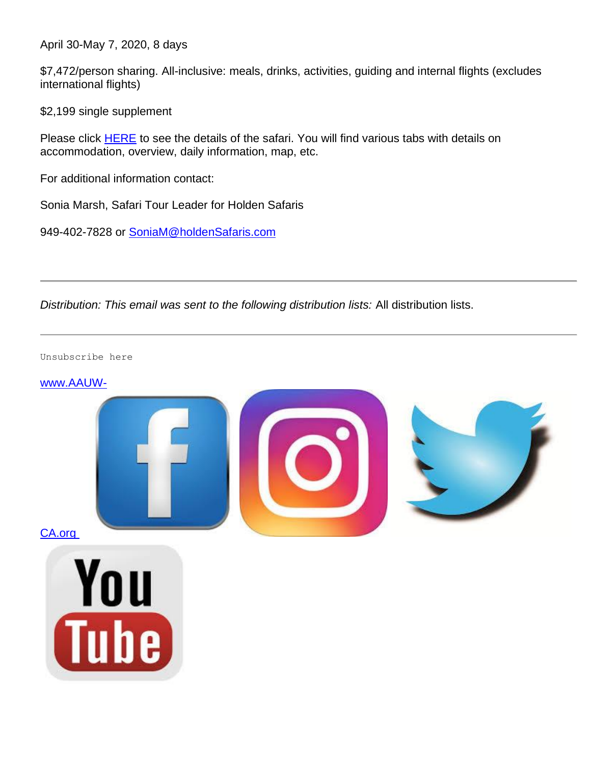April 30-May 7, 2020, 8 days

$7,472/person sharing. All-inclusive: meals, drinks, activities, guiding and internal flights (excludes international flights)

$2,199 single supplement

Please click HERE to see the details of the safari. You will find various tabs with details on accommodation, overview, daily information, map, etc.

For additional information contact:

Sonia Marsh, Safari Tour Leader for Holden Safaris

949-402-7828 or SoniaM@holdenSafaris.com

---

*Distribution: This email was sent to the following distribution lists:* All distribution lists.

---

Unsubscribe here

www.AAUW-CA.org